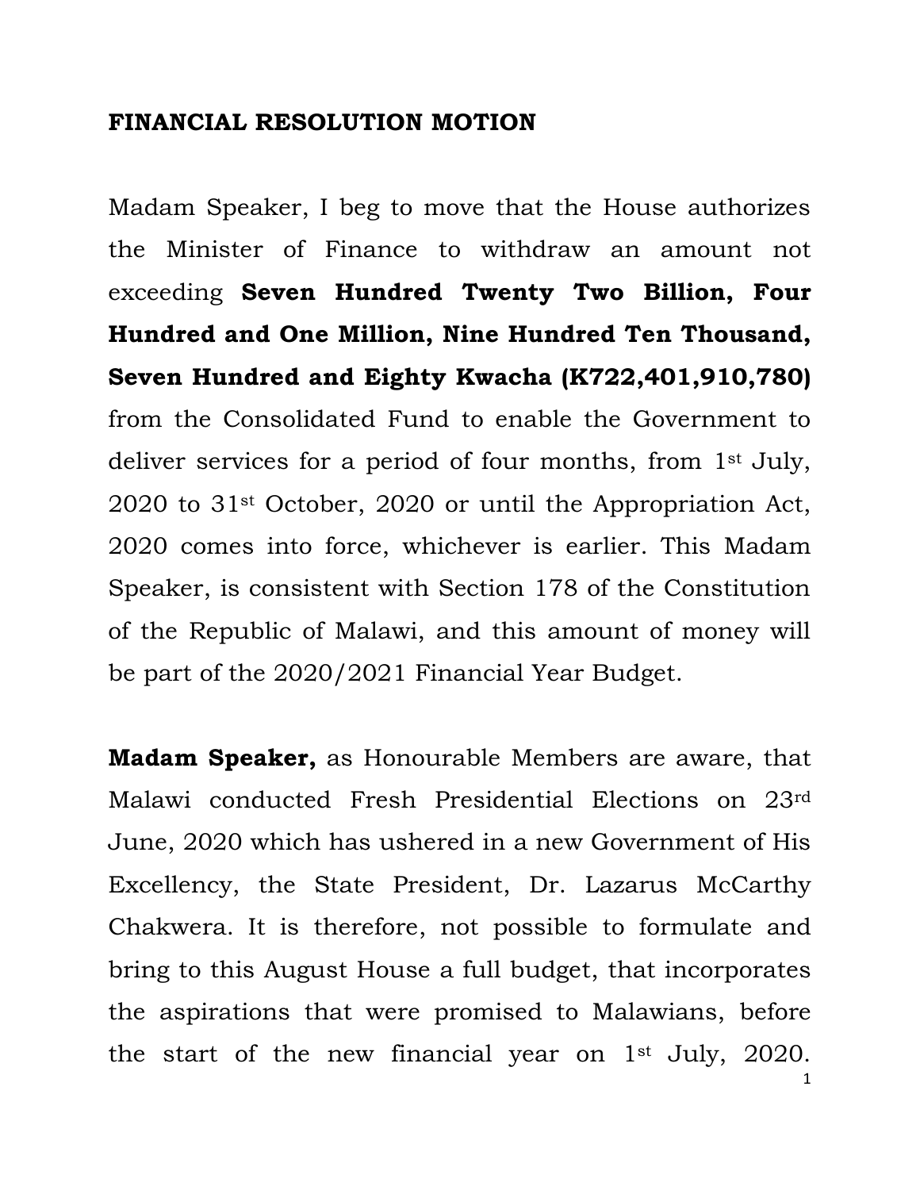**FINANCIAL RESOLUTION MOTION**

Madam Speaker, I beg to move that the House authorizes the Minister of Finance to withdraw an amount not exceeding **Seven Hundred Twenty Two Billion, Four Hundred and One Million, Nine Hundred Ten Thousand, Seven Hundred and Eighty Kwacha (K722,401,910,780)** from the Consolidated Fund to enable the Government to deliver services for a period of four months, from 1st July, 2020 to 31st October, 2020 or until the Appropriation Act, 2020 comes into force, whichever is earlier. This Madam Speaker, is consistent with Section 178 of the Constitution of the Republic of Malawi, and this amount of money will be part of the 2020/2021 Financial Year Budget.

**Madam Speaker,** as Honourable Members are aware, that Malawi conducted Fresh Presidential Elections on 23rd June, 2020 which has ushered in a new Government of His Excellency, the State President, Dr. Lazarus McCarthy Chakwera. It is therefore, not possible to formulate and bring to this August House a full budget, that incorporates the aspirations that were promised to Malawians, before the start of the new financial year on 1st July, 2020.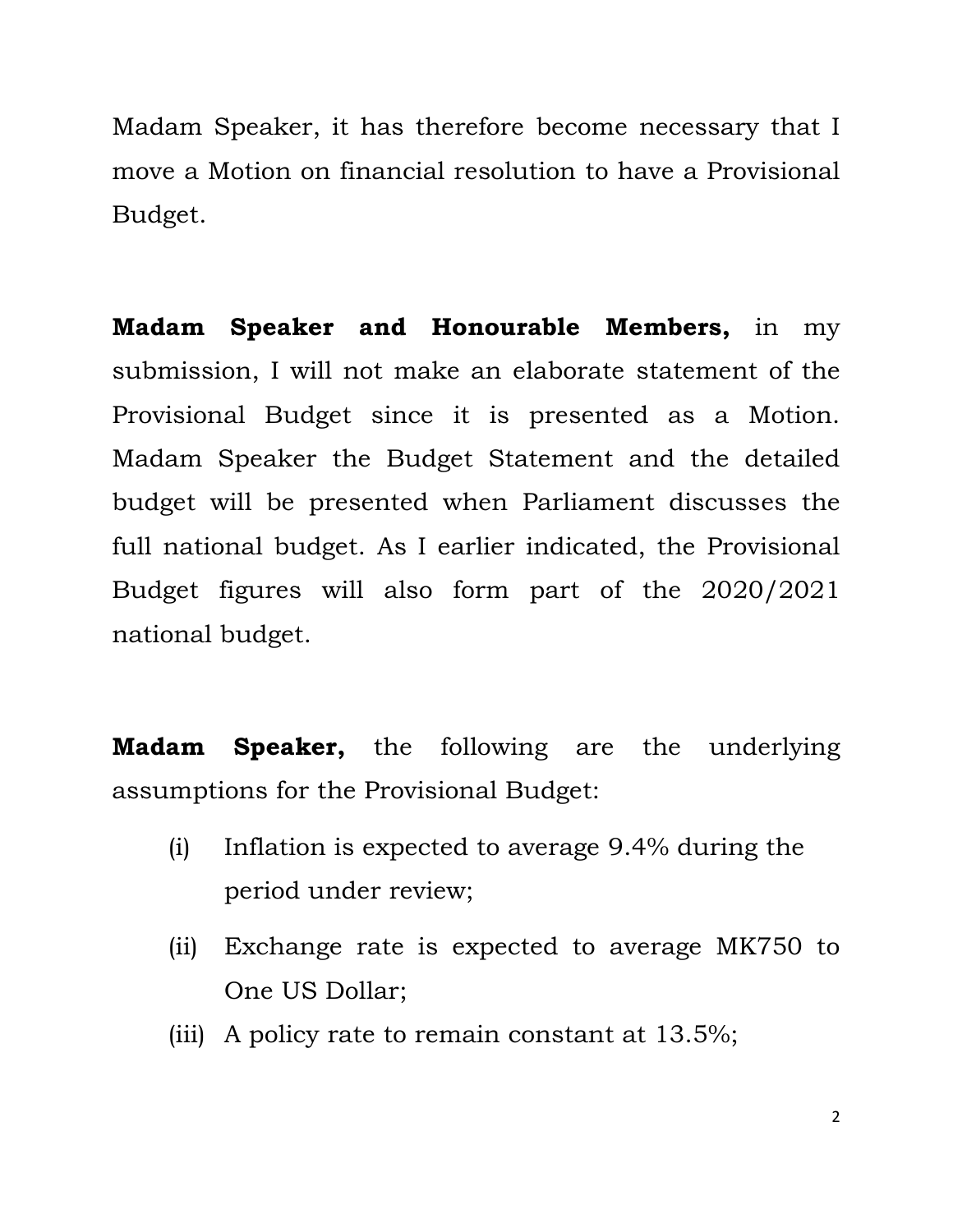Madam Speaker, it has therefore become necessary that I move a Motion on financial resolution to have a Provisional Budget.

**Madam Speaker and Honourable Members,** in my submission, I will not make an elaborate statement of the Provisional Budget since it is presented as a Motion. Madam Speaker the Budget Statement and the detailed budget will be presented when Parliament discusses the full national budget. As I earlier indicated, the Provisional Budget figures will also form part of the 2020/2021 national budget.

**Madam Speaker,** the following are the underlying assumptions for the Provisional Budget:

(i) Inflation is expected to average 9.4% during the period under review;

(ii) Exchange rate is expected to average MK750 to One US Dollar;

(iii) A policy rate to remain constant at 13.5%;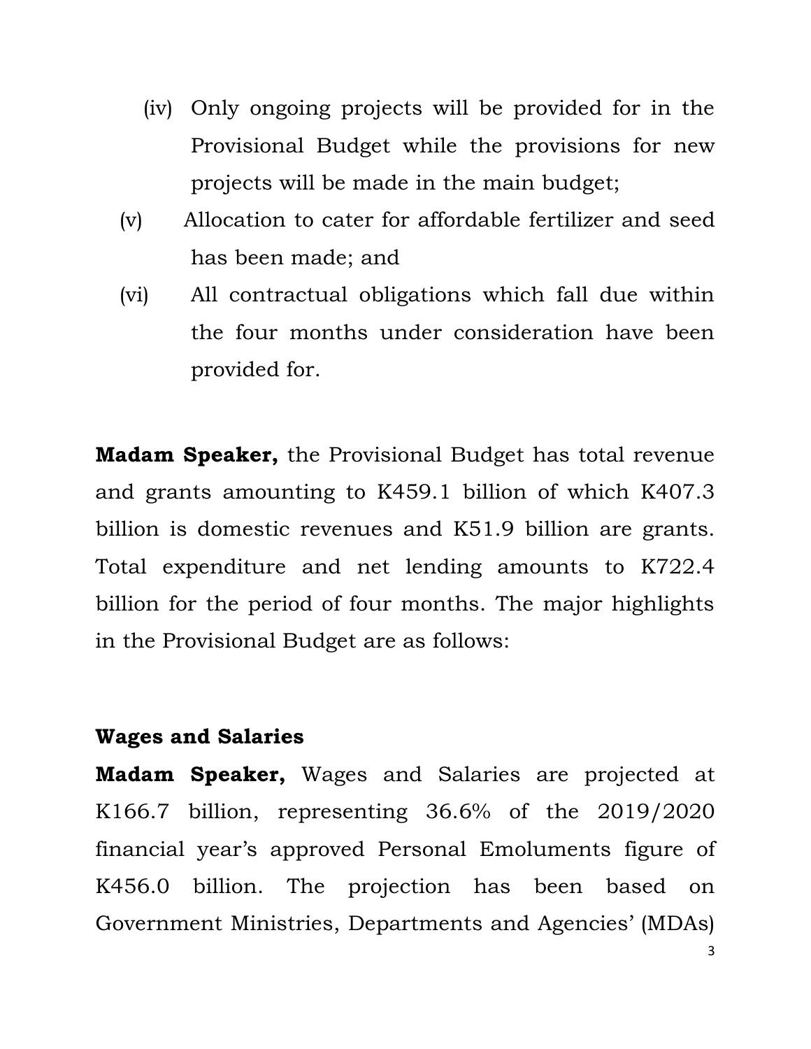(iv) Only ongoing projects will be provided for in the Provisional Budget while the provisions for new projects will be made in the main budget;

(v) Allocation to cater for affordable fertilizer and seed has been made; and

(vi) All contractual obligations which fall due within the four months under consideration have been provided for.

**Madam Speaker,** the Provisional Budget has total revenue and grants amounting to K459.1 billion of which K407.3 billion is domestic revenues and K51.9 billion are grants. Total expenditure and net lending amounts to K722.4 billion for the period of four months. The major highlights in the Provisional Budget are as follows:

**Wages and Salaries**

**Madam Speaker,** Wages and Salaries are projected at K166.7 billion, representing 36.6% of the 2019/2020 financial year's approved Personal Emoluments figure of K456.0 billion. The projection has been based on Government Ministries, Departments and Agencies' (MDAs)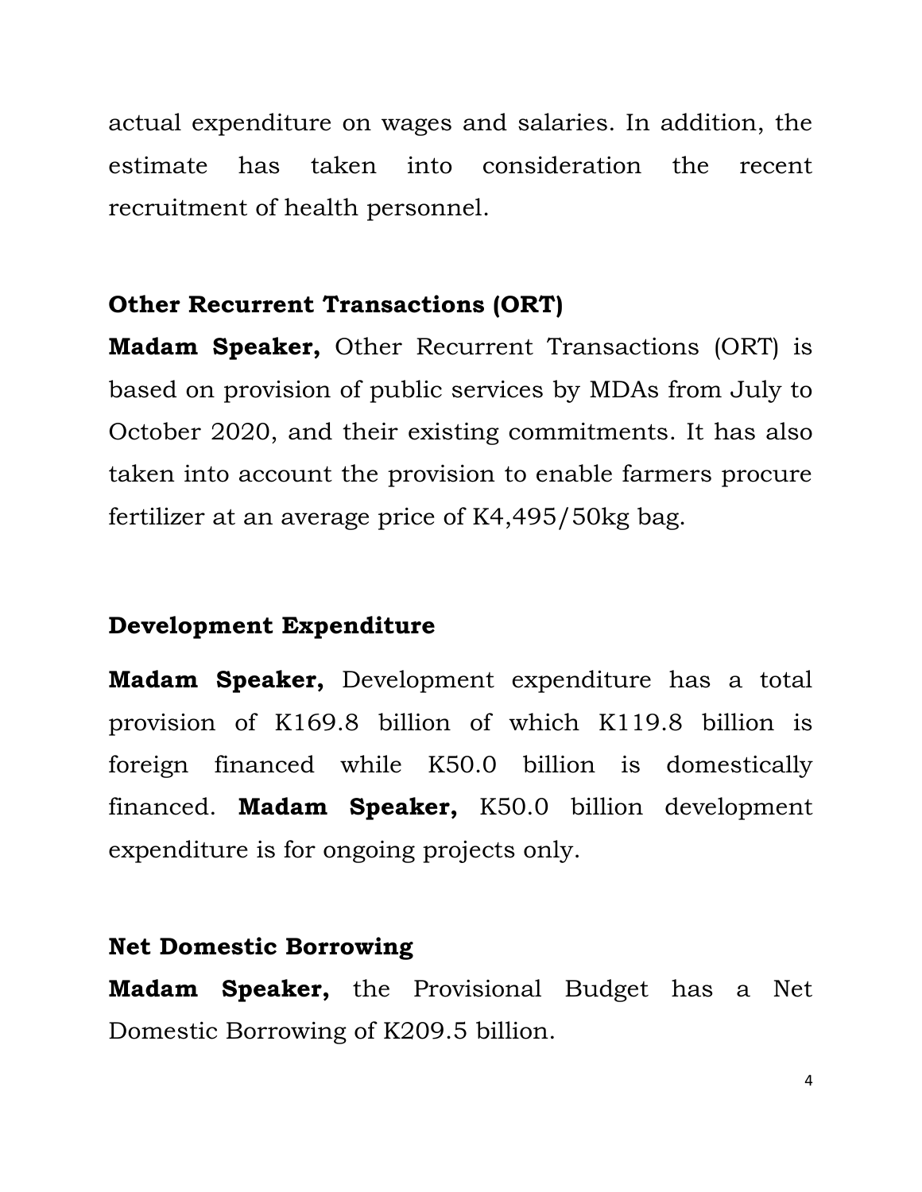actual expenditure on wages and salaries. In addition, the estimate has taken into consideration the recent recruitment of health personnel.

### Other Recurrent Transactions (ORT)

**Madam Speaker,** Other Recurrent Transactions (ORT) is based on provision of public services by MDAs from July to October 2020, and their existing commitments. It has also taken into account the provision to enable farmers procure fertilizer at an average price of K4,495/50kg bag.

### Development Expenditure

**Madam Speaker,** Development expenditure has a total provision of K169.8 billion of which K119.8 billion is foreign financed while K50.0 billion is domestically financed. **Madam Speaker,** K50.0 billion development expenditure is for ongoing projects only.

### Net Domestic Borrowing

**Madam Speaker,** the Provisional Budget has a Net Domestic Borrowing of K209.5 billion.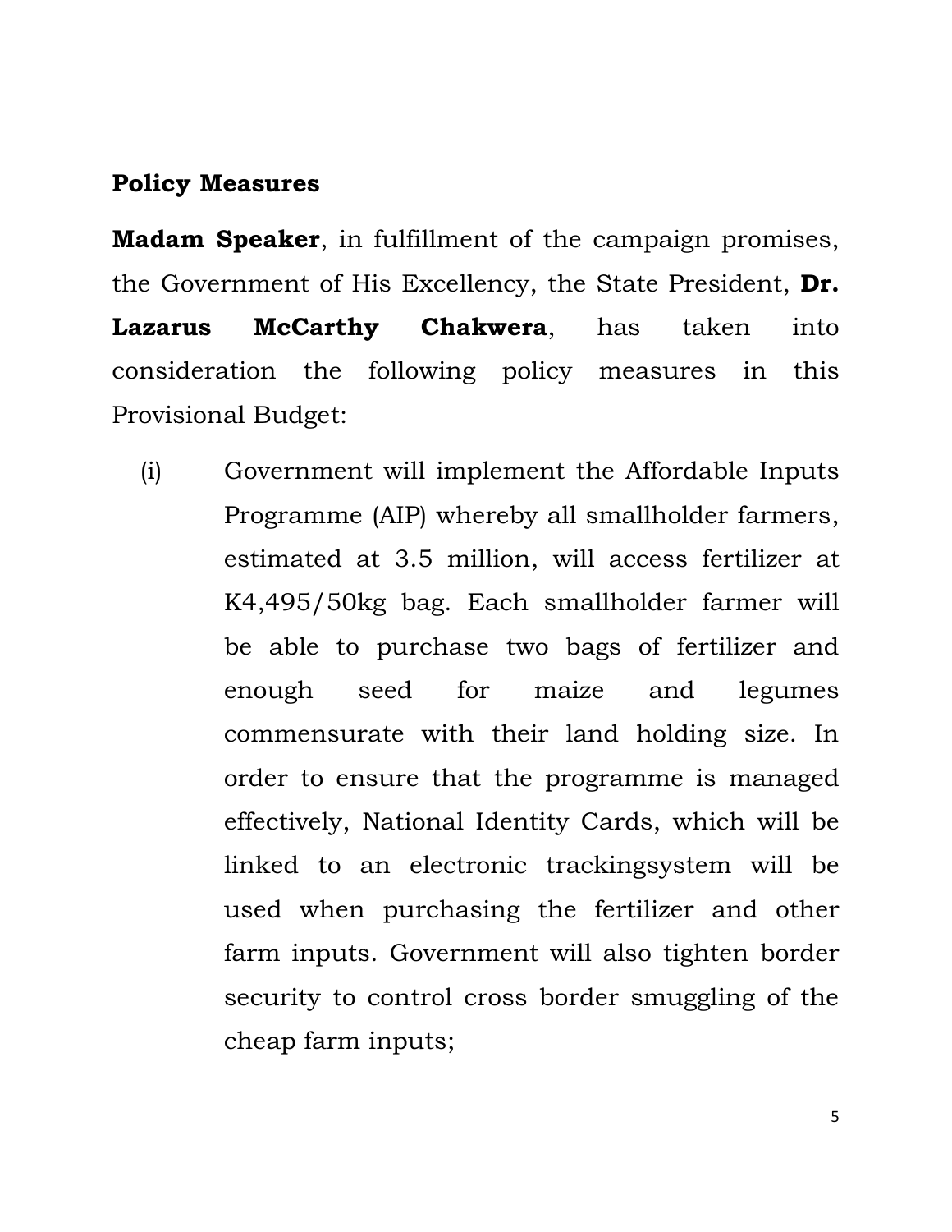**Policy Measures**

**Madam Speaker**, in fulfillment of the campaign promises, the Government of His Excellency, the State President, **Dr. Lazarus McCarthy Chakwera**, has taken into consideration the following policy measures in this Provisional Budget:

(i) Government will implement the Affordable Inputs Programme (AIP) whereby all smallholder farmers, estimated at 3.5 million, will access fertilizer at K4,495/50kg bag. Each smallholder farmer will be able to purchase two bags of fertilizer and enough seed for maize and legumes commensurate with their land holding size. In order to ensure that the programme is managed effectively, National Identity Cards, which will be linked to an electronic trackingsystem will be used when purchasing the fertilizer and other farm inputs. Government will also tighten border security to control cross border smuggling of the cheap farm inputs;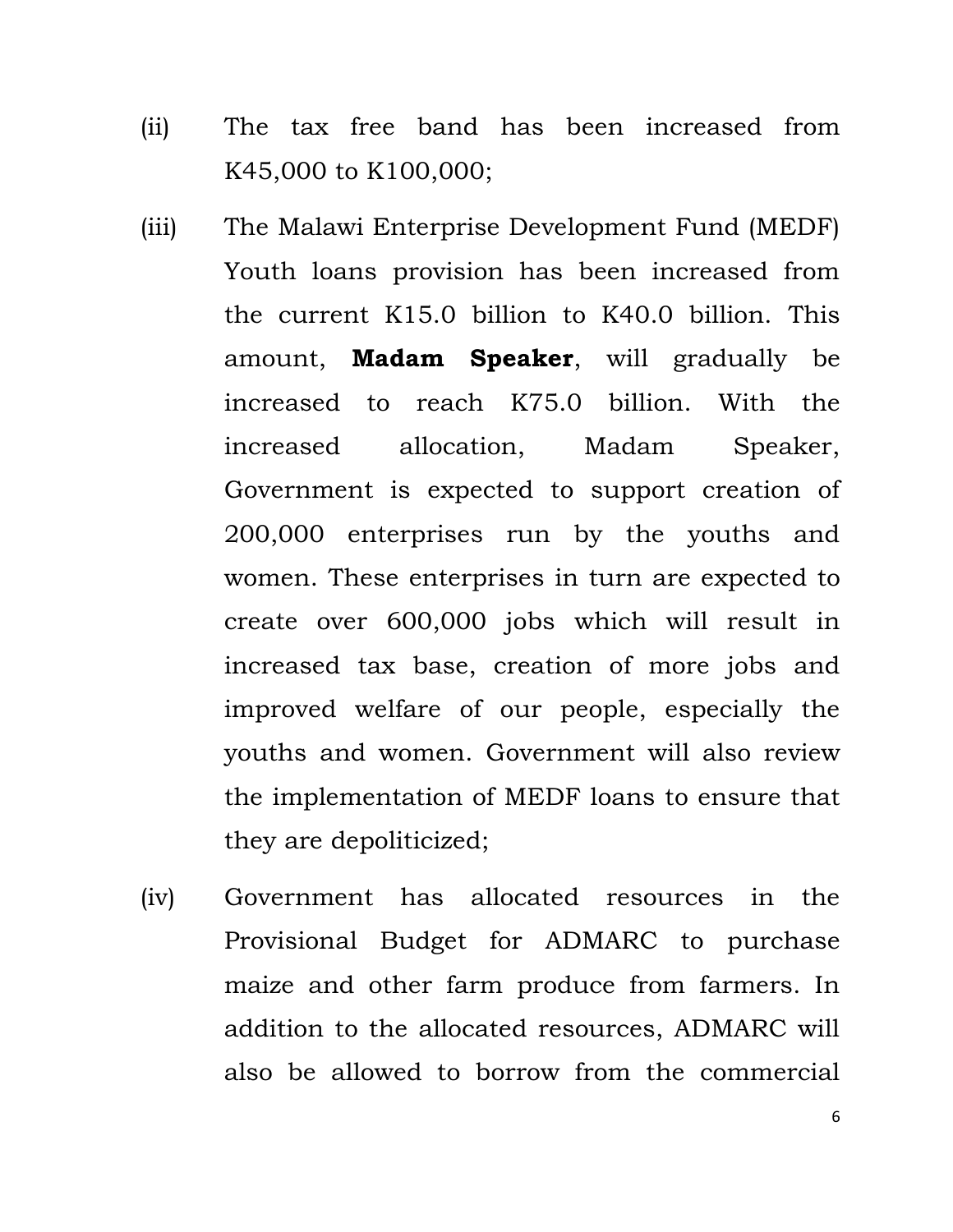(ii) The tax free band has been increased from K45,000 to K100,000;

(iii) The Malawi Enterprise Development Fund (MEDF) Youth loans provision has been increased from the current K15.0 billion to K40.0 billion. This amount, **Madam Speaker**, will gradually be increased to reach K75.0 billion. With the increased allocation, Madam Speaker, Government is expected to support creation of 200,000 enterprises run by the youths and women. These enterprises in turn are expected to create over 600,000 jobs which will result in increased tax base, creation of more jobs and improved welfare of our people, especially the youths and women. Government will also review the implementation of MEDF loans to ensure that they are depoliticized;

(iv) Government has allocated resources in the Provisional Budget for ADMARC to purchase maize and other farm produce from farmers. In addition to the allocated resources, ADMARC will also be allowed to borrow from the commercial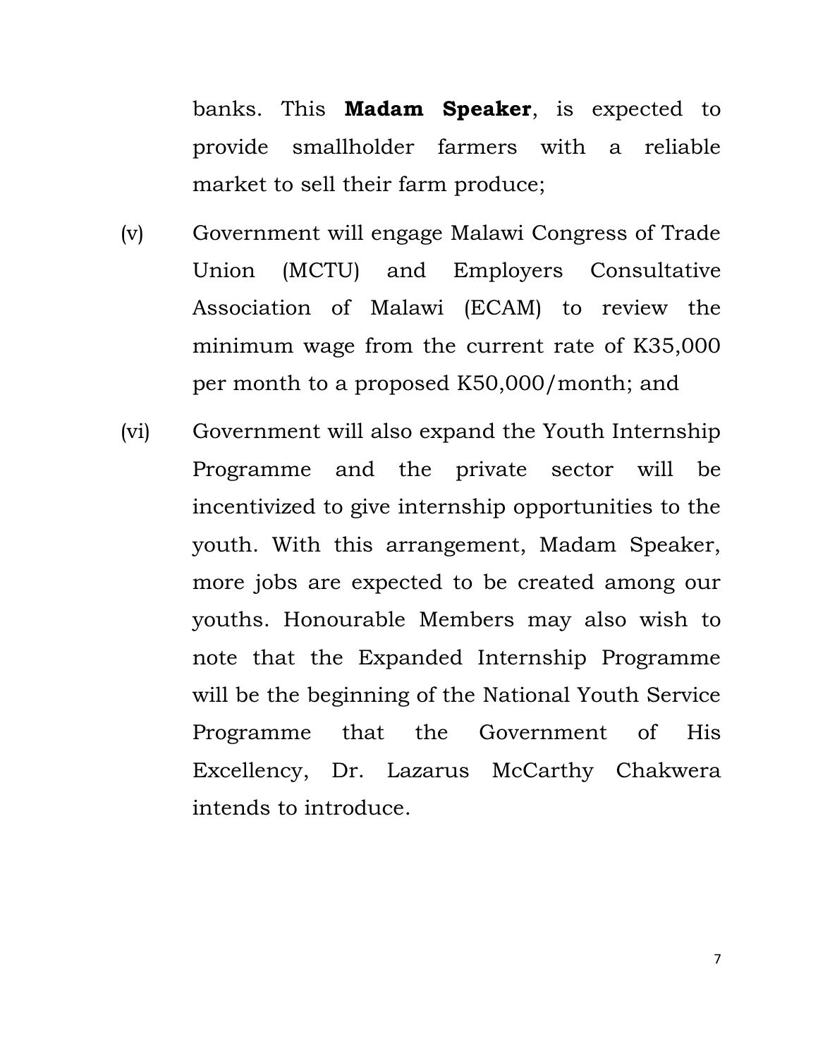banks. This **Madam Speaker**, is expected to provide smallholder farmers with a reliable market to sell their farm produce;

(v) Government will engage Malawi Congress of Trade Union (MCTU) and Employers Consultative Association of Malawi (ECAM) to review the minimum wage from the current rate of K35,000 per month to a proposed K50,000/month; and

(vi) Government will also expand the Youth Internship Programme and the private sector will be incentivized to give internship opportunities to the youth. With this arrangement, Madam Speaker, more jobs are expected to be created among our youths. Honourable Members may also wish to note that the Expanded Internship Programme will be the beginning of the National Youth Service Programme that the Government of His Excellency, Dr. Lazarus McCarthy Chakwera intends to introduce.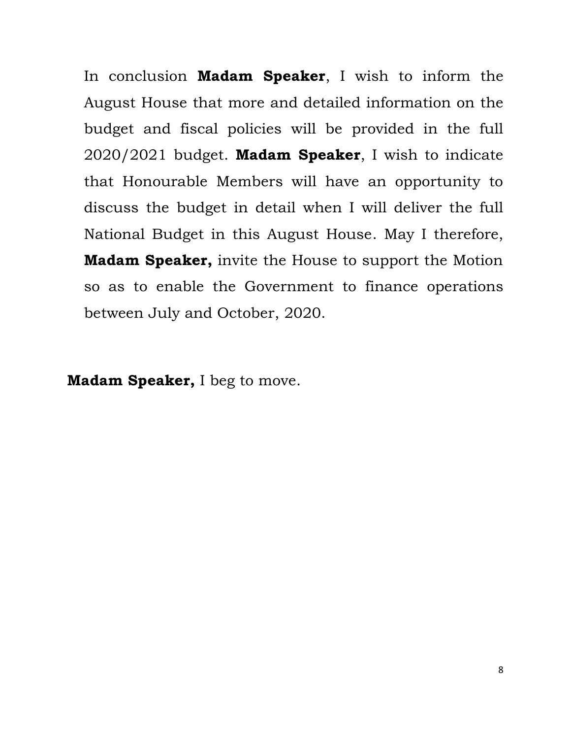In conclusion **Madam Speaker**, I wish to inform the August House that more and detailed information on the budget and fiscal policies will be provided in the full 2020/2021 budget. **Madam Speaker**, I wish to indicate that Honourable Members will have an opportunity to discuss the budget in detail when I will deliver the full National Budget in this August House. May I therefore, **Madam Speaker,** invite the House to support the Motion so as to enable the Government to finance operations between July and October, 2020.

**Madam Speaker,** I beg to move.